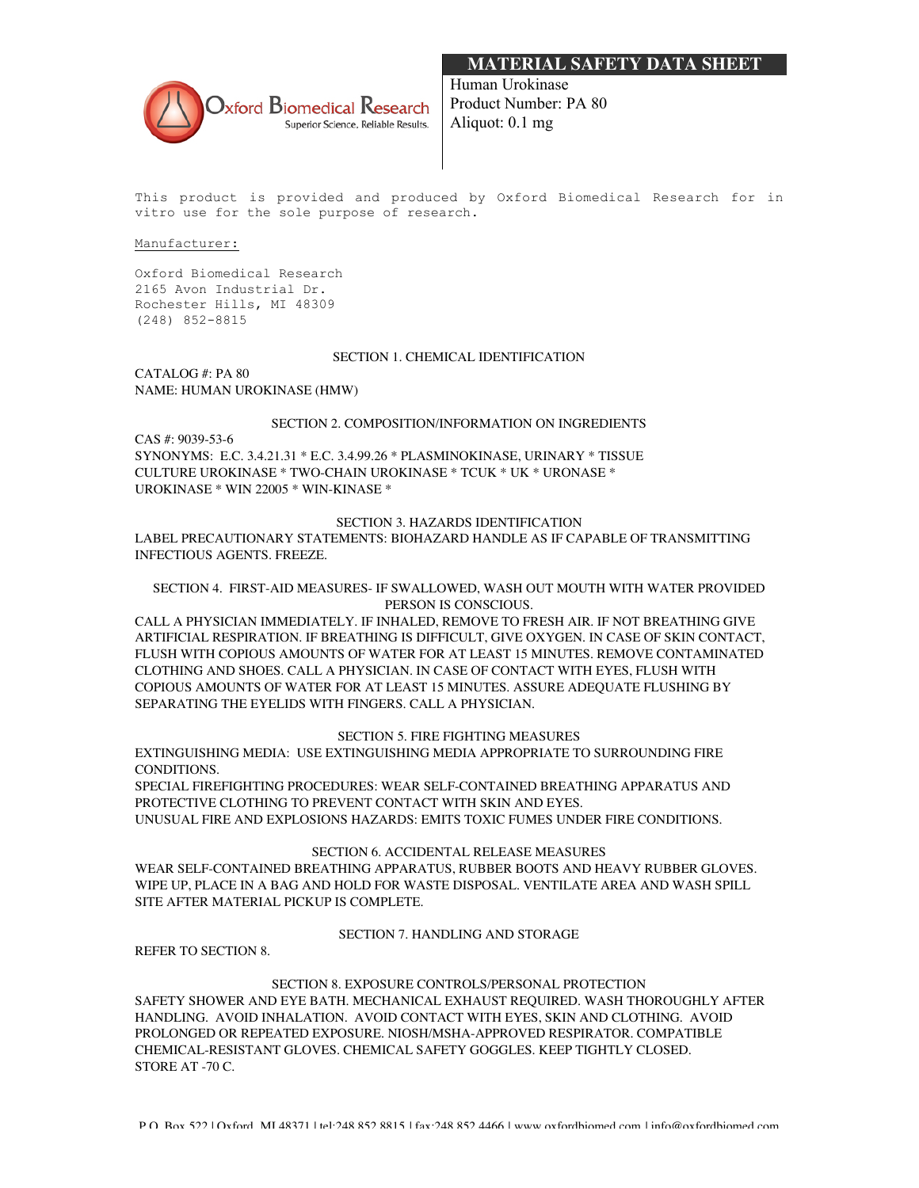# MATERIAL SAFETY DATA SHEET

Oxford Biomedical Research
Superior Science. Reliable Results.

Human Urokinase
Product Number: PA 80
Aliquot: 0.1 mg

This product is provided and produced by Oxford Biomedical Research for in vitro use for the sole purpose of research.

Manufacturer:

Oxford Biomedical Research
2165 Avon Industrial Dr.
Rochester Hills, MI 48309
(248) 852-8815

## SECTION 1. CHEMICAL IDENTIFICATION

CATALOG #: PA 80
NAME: HUMAN UROKINASE (HMW)

## SECTION 2. COMPOSITION/INFORMATION ON INGREDIENTS

CAS #: 9039-53-6
SYNONYMS: E.C. 3.4.21.31 * E.C. 3.4.99.26 * PLASMINOKINASE, URINARY * TISSUE CULTURE UROKINASE * TWO-CHAIN UROKINASE * TCUK * UK * URONASE * UROKINASE * WIN 22005 * WIN-KINASE *

## SECTION 3. HAZARDS IDENTIFICATION

LABEL PRECAUTIONARY STATEMENTS: BIOHAZARD HANDLE AS IF CAPABLE OF TRANSMITTING INFECTIOUS AGENTS. FREEZE.

## SECTION 4. FIRST-AID MEASURES- IF SWALLOWED, WASH OUT MOUTH WITH WATER PROVIDED PERSON IS CONSCIOUS.

CALL A PHYSICIAN IMMEDIATELY. IF INHALED, REMOVE TO FRESH AIR. IF NOT BREATHING GIVE ARTIFICIAL RESPIRATION. IF BREATHING IS DIFFICULT, GIVE OXYGEN. IN CASE OF SKIN CONTACT, FLUSH WITH COPIOUS AMOUNTS OF WATER FOR AT LEAST 15 MINUTES. REMOVE CONTAMINATED CLOTHING AND SHOES. CALL A PHYSICIAN. IN CASE OF CONTACT WITH EYES, FLUSH WITH COPIOUS AMOUNTS OF WATER FOR AT LEAST 15 MINUTES. ASSURE ADEQUATE FLUSHING BY SEPARATING THE EYELIDS WITH FINGERS. CALL A PHYSICIAN.

## SECTION 5. FIRE FIGHTING MEASURES

EXTINGUISHING MEDIA: USE EXTINGUISHING MEDIA APPROPRIATE TO SURROUNDING FIRE CONDITIONS.
SPECIAL FIREFIGHTING PROCEDURES: WEAR SELF-CONTAINED BREATHING APPARATUS AND PROTECTIVE CLOTHING TO PREVENT CONTACT WITH SKIN AND EYES.
UNUSUAL FIRE AND EXPLOSIONS HAZARDS: EMITS TOXIC FUMES UNDER FIRE CONDITIONS.

## SECTION 6. ACCIDENTAL RELEASE MEASURES

WEAR SELF-CONTAINED BREATHING APPARATUS, RUBBER BOOTS AND HEAVY RUBBER GLOVES. WIPE UP, PLACE IN A BAG AND HOLD FOR WASTE DISPOSAL. VENTILATE AREA AND WASH SPILL SITE AFTER MATERIAL PICKUP IS COMPLETE.

## SECTION 7. HANDLING AND STORAGE

REFER TO SECTION 8.

## SECTION 8. EXPOSURE CONTROLS/PERSONAL PROTECTION

SAFETY SHOWER AND EYE BATH. MECHANICAL EXHAUST REQUIRED. WASH THOROUGHLY AFTER HANDLING. AVOID INHALATION. AVOID CONTACT WITH EYES, SKIN AND CLOTHING. AVOID PROLONGED OR REPEATED EXPOSURE. NIOSH/MSHA-APPROVED RESPIRATOR. COMPATIBLE CHEMICAL-RESISTANT GLOVES. CHEMICAL SAFETY GOGGLES. KEEP TIGHTLY CLOSED.
STORE AT -70 C.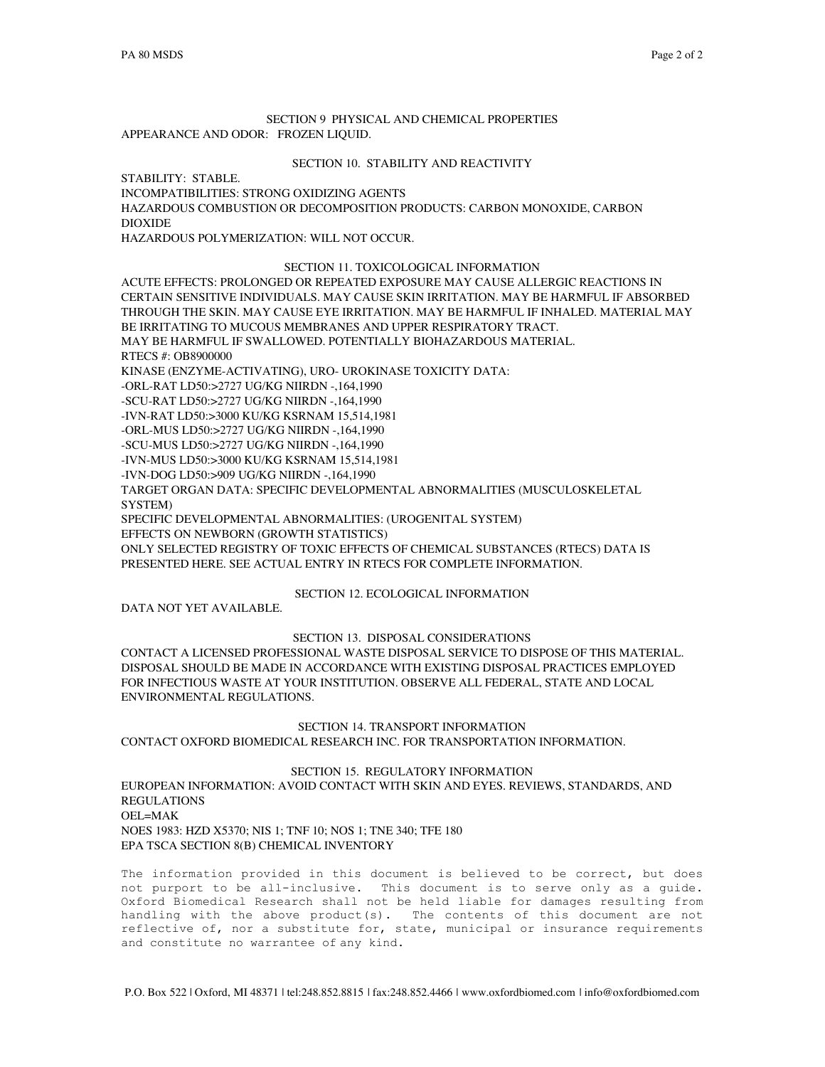## SECTION 9 PHYSICAL AND CHEMICAL PROPERTIES

APPEARANCE AND ODOR: FROZEN LIQUID.

## SECTION 10. STABILITY AND REACTIVITY

STABILITY: STABLE.
INCOMPATIBILITIES: STRONG OXIDIZING AGENTS
HAZARDOUS COMBUSTION OR DECOMPOSITION PRODUCTS: CARBON MONOXIDE, CARBON DIOXIDE
HAZARDOUS POLYMERIZATION: WILL NOT OCCUR.

## SECTION 11. TOXICOLOGICAL INFORMATION

ACUTE EFFECTS: PROLONGED OR REPEATED EXPOSURE MAY CAUSE ALLERGIC REACTIONS IN CERTAIN SENSITIVE INDIVIDUALS. MAY CAUSE SKIN IRRITATION. MAY BE HARMFUL IF ABSORBED THROUGH THE SKIN. MAY CAUSE EYE IRRITATION. MAY BE HARMFUL IF INHALED. MATERIAL MAY BE IRRITATING TO MUCOUS MEMBRANES AND UPPER RESPIRATORY TRACT.
MAY BE HARMFUL IF SWALLOWED. POTENTIALLY BIOHAZARDOUS MATERIAL.
RTECS #: OB8900000
KINASE (ENZYME-ACTIVATING), URO- UROKINASE TOXICITY DATA:
-ORL-RAT LD50:>2727 UG/KG NIIRDN -,164,1990
-SCU-RAT LD50:>2727 UG/KG NIIRDN -,164,1990
-IVN-RAT LD50:>3000 KU/KG KSRNAM 15,514,1981
-ORL-MUS LD50:>2727 UG/KG NIIRDN -,164,1990
-SCU-MUS LD50:>2727 UG/KG NIIRDN -,164,1990
-IVN-MUS LD50:>3000 KU/KG KSRNAM 15,514,1981
-IVN-DOG LD50:>909 UG/KG NIIRDN -,164,1990
TARGET ORGAN DATA: SPECIFIC DEVELOPMENTAL ABNORMALITIES (MUSCULOSKELETAL SYSTEM)
SPECIFIC DEVELOPMENTAL ABNORMALITIES: (UROGENITAL SYSTEM)
EFFECTS ON NEWBORN (GROWTH STATISTICS)
ONLY SELECTED REGISTRY OF TOXIC EFFECTS OF CHEMICAL SUBSTANCES (RTECS) DATA IS PRESENTED HERE. SEE ACTUAL ENTRY IN RTECS FOR COMPLETE INFORMATION.

## SECTION 12. ECOLOGICAL INFORMATION

DATA NOT YET AVAILABLE.

## SECTION 13. DISPOSAL CONSIDERATIONS

CONTACT A LICENSED PROFESSIONAL WASTE DISPOSAL SERVICE TO DISPOSE OF THIS MATERIAL. DISPOSAL SHOULD BE MADE IN ACCORDANCE WITH EXISTING DISPOSAL PRACTICES EMPLOYED FOR INFECTIOUS WASTE AT YOUR INSTITUTION. OBSERVE ALL FEDERAL, STATE AND LOCAL ENVIRONMENTAL REGULATIONS.

## SECTION 14. TRANSPORT INFORMATION

CONTACT OXFORD BIOMEDICAL RESEARCH INC. FOR TRANSPORTATION INFORMATION.

## SECTION 15. REGULATORY INFORMATION

EUROPEAN INFORMATION: AVOID CONTACT WITH SKIN AND EYES. REVIEWS, STANDARDS, AND REGULATIONS
OEL=MAK
NOES 1983: HZD X5370; NIS 1; TNF 10; NOS 1; TNE 340; TFE 180
EPA TSCA SECTION 8(B) CHEMICAL INVENTORY

The information provided in this document is believed to be correct, but does not purport to be all-inclusive. This document is to serve only as a guide. Oxford Biomedical Research shall not be held liable for damages resulting from handling with the above product(s). The contents of this document are not reflective of, nor a substitute for, state, municipal or insurance requirements and constitute no warrantee of any kind.

P.O. Box 522 | Oxford, MI 48371 | tel:248.852.8815 | fax:248.852.4466 | www.oxfordbiomed.com | info@oxfordbiomed.com